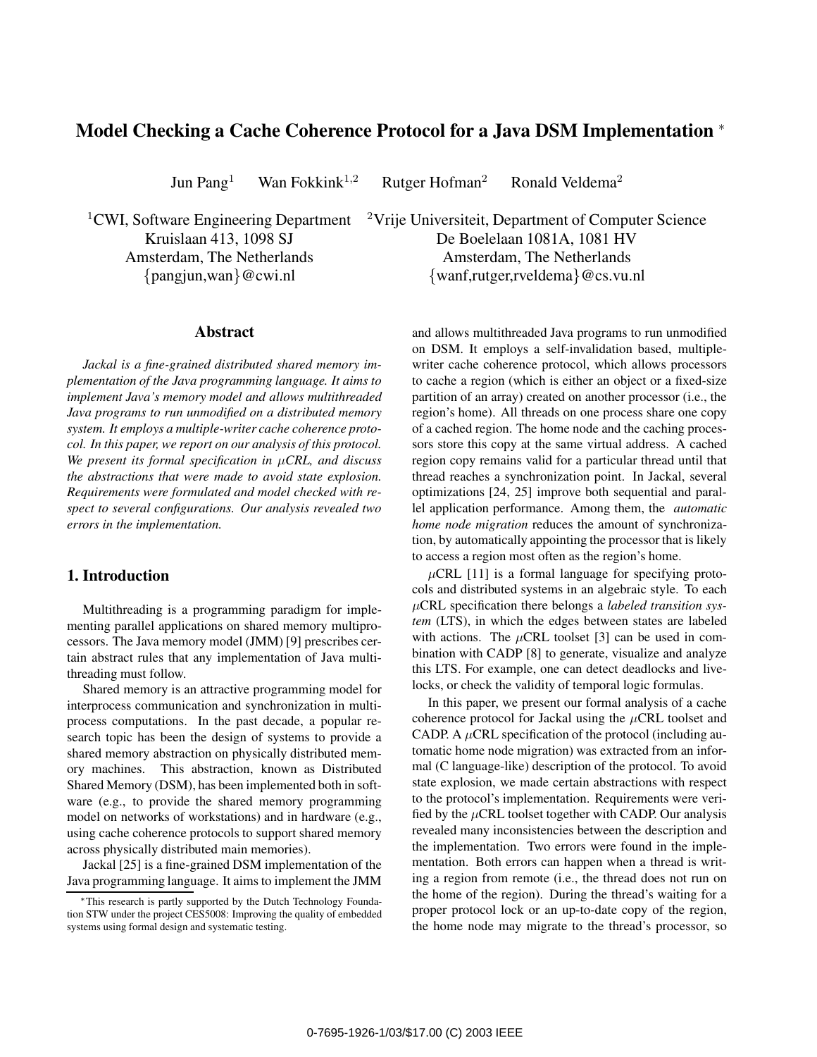# Model Checking a Cache Coherence Protocol for a Java DSM Implementation [*]

Jun Pang[1] Wan Fokkink[1,2] Rutger Hofman[2] Ronald Veldema[2]

[1]CWI, Software Engineering Department
Kruislaan 413, 1098 SJ
Amsterdam, The Netherlands
{pangjun,wan}@cwi.nl

[2]Vrije Universiteit, Department of Computer Science
De Boelelaan 1081A, 1081 HV
Amsterdam, The Netherlands
{wanf,rutger,rveldema}@cs.vu.nl

## Abstract

*Jackal is a fine-grained distributed shared memory implementation of the Java programming language. It aims to implement Java's memory model and allows multithreaded Java programs to run unmodified on a distributed memory system. It employs a multiple-writer cache coherence protocol. In this paper, we report on our analysis of this protocol. We present its formal specification in μCRL, and discuss the abstractions that were made to avoid state explosion. Requirements were formulated and model checked with respect to several configurations. Our analysis revealed two errors in the implementation.*

## 1. Introduction

Multithreading is a programming paradigm for implementing parallel applications on shared memory multiprocessors. The Java memory model (JMM) [9] prescribes certain abstract rules that any implementation of Java multithreading must follow.

Shared memory is an attractive programming model for interprocess communication and synchronization in multiprocess computations. In the past decade, a popular research topic has been the design of systems to provide a shared memory abstraction on physically distributed memory machines. This abstraction, known as Distributed Shared Memory (DSM), has been implemented both in software (e.g., to provide the shared memory programming model on networks of workstations) and in hardware (e.g., using cache coherence protocols to support shared memory across physically distributed main memories).

Jackal [25] is a fine-grained DSM implementation of the Java programming language. It aims to implement the JMM and allows multithreaded Java programs to run unmodified on DSM. It employs a self-invalidation based, multiple-writer cache coherence protocol, which allows processors to cache a region (which is either an object or a fixed-size partition of an array) created on another processor (i.e., the region's home). All threads on one process share one copy of a cached region. The home node and the caching processors store this copy at the same virtual address. A cached region copy remains valid for a particular thread until that thread reaches a synchronization point. In Jackal, several optimizations [24, 25] improve both sequential and parallel application performance. Among them, the *automatic home node migration* reduces the amount of synchronization, by automatically appointing the processor that is likely to access a region most often as the region's home.

μCRL [11] is a formal language for specifying protocols and distributed systems in an algebraic style. To each μCRL specification there belongs a *labeled transition system* (LTS), in which the edges between states are labeled with actions. The μCRL toolset [3] can be used in combination with CADP [8] to generate, visualize and analyze this LTS. For example, one can detect deadlocks and livelocks, or check the validity of temporal logic formulas.

In this paper, we present our formal analysis of a cache coherence protocol for Jackal using the μCRL toolset and CADP. A μCRL specification of the protocol (including automatic home node migration) was extracted from an informal (C language-like) description of the protocol. To avoid state explosion, we made certain abstractions with respect to the protocol's implementation. Requirements were verified by the μCRL toolset together with CADP. Our analysis revealed many inconsistencies between the description and the implementation. Two errors were found in the implementation. Both errors can happen when a thread is writing a region from remote (i.e., the thread does not run on the home of the region). During the thread's waiting for a proper protocol lock or an up-to-date copy of the region, the home node may migrate to the thread's processor, so

[*]This research is partly supported by the Dutch Technology Foundation STW under the project CES5008: Improving the quality of embedded systems using formal design and systematic testing.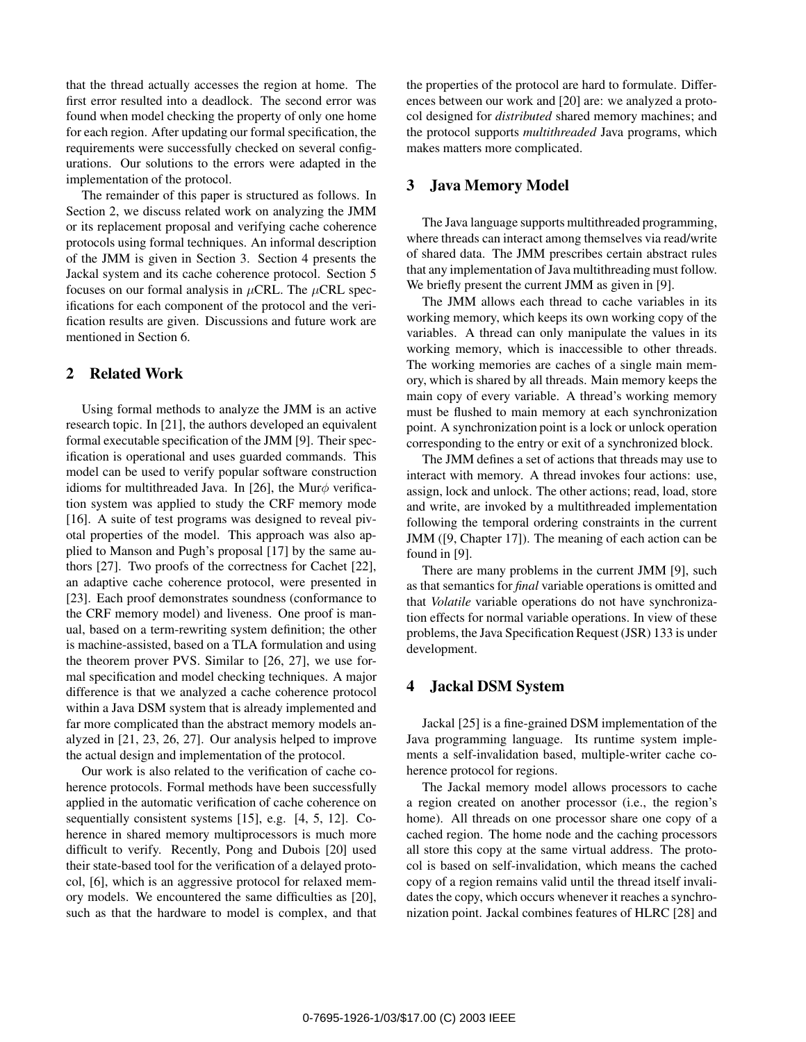that the thread actually accesses the region at home. The first error resulted into a deadlock. The second error was found when model checking the property of only one home for each region. After updating our formal specification, the requirements were successfully checked on several configurations. Our solutions to the errors were adapted in the implementation of the protocol.

The remainder of this paper is structured as follows. In Section 2, we discuss related work on analyzing the JMM or its replacement proposal and verifying cache coherence protocols using formal techniques. An informal description of the JMM is given in Section 3. Section 4 presents the Jackal system and its cache coherence protocol. Section 5 focuses on our formal analysis in $\mu$CRL. The $\mu$CRL specifications for each component of the protocol and the verification results are given. Discussions and future work are mentioned in Section 6.

## 2 Related Work

Using formal methods to analyze the JMM is an active research topic. In [21], the authors developed an equivalent formal executable specification of the JMM [9]. Their specification is operational and uses guarded commands. This model can be used to verify popular software construction idioms for multithreaded Java. In [26], the Mur$\phi$ verification system was applied to study the CRF memory mode [16]. A suite of test programs was designed to reveal pivotal properties of the model. This approach was also applied to Manson and Pugh's proposal [17] by the same authors [27]. Two proofs of the correctness for Cachet [22], an adaptive cache coherence protocol, were presented in [23]. Each proof demonstrates soundness (conformance to the CRF memory model) and liveness. One proof is manual, based on a term-rewriting system definition; the other is machine-assisted, based on a TLA formulation and using the theorem prover PVS. Similar to [26, 27], we use formal specification and model checking techniques. A major difference is that we analyzed a cache coherence protocol within a Java DSM system that is already implemented and far more complicated than the abstract memory models analyzed in [21, 23, 26, 27]. Our analysis helped to improve the actual design and implementation of the protocol.

Our work is also related to the verification of cache coherence protocols. Formal methods have been successfully applied in the automatic verification of cache coherence on sequentially consistent systems [15], e.g. [4, 5, 12]. Coherence in shared memory multiprocessors is much more difficult to verify. Recently, Pong and Dubois [20] used their state-based tool for the verification of a delayed protocol, [6], which is an aggressive protocol for relaxed memory models. We encountered the same difficulties as [20], such as that the hardware to model is complex, and that the properties of the protocol are hard to formulate. Differences between our work and [20] are: we analyzed a protocol designed for *distributed* shared memory machines; and the protocol supports *multithreaded* Java programs, which makes matters more complicated.

## 3 Java Memory Model

The Java language supports multithreaded programming, where threads can interact among themselves via read/write of shared data. The JMM prescribes certain abstract rules that any implementation of Java multithreading must follow. We briefly present the current JMM as given in [9].

The JMM allows each thread to cache variables in its working memory, which keeps its own working copy of the variables. A thread can only manipulate the values in its working memory, which is inaccessible to other threads. The working memories are caches of a single main memory, which is shared by all threads. Main memory keeps the main copy of every variable. A thread's working memory must be flushed to main memory at each synchronization point. A synchronization point is a lock or unlock operation corresponding to the entry or exit of a synchronized block.

The JMM defines a set of actions that threads may use to interact with memory. A thread invokes four actions: use, assign, lock and unlock. The other actions; read, load, store and write, are invoked by a multithreaded implementation following the temporal ordering constraints in the current JMM ([9, Chapter 17]). The meaning of each action can be found in [9].

There are many problems in the current JMM [9], such as that semantics for *final* variable operations is omitted and that *Volatile* variable operations do not have synchronization effects for normal variable operations. In view of these problems, the Java Specification Request (JSR) 133 is under development.

## 4 Jackal DSM System

Jackal [25] is a fine-grained DSM implementation of the Java programming language. Its runtime system implements a self-invalidation based, multiple-writer cache coherence protocol for regions.

The Jackal memory model allows processors to cache a region created on another processor (i.e., the region's home). All threads on one processor share one copy of a cached region. The home node and the caching processors all store this copy at the same virtual address. The protocol is based on self-invalidation, which means the cached copy of a region remains valid until the thread itself invalidates the copy, which occurs whenever it reaches a synchronization point. Jackal combines features of HLRC [28] and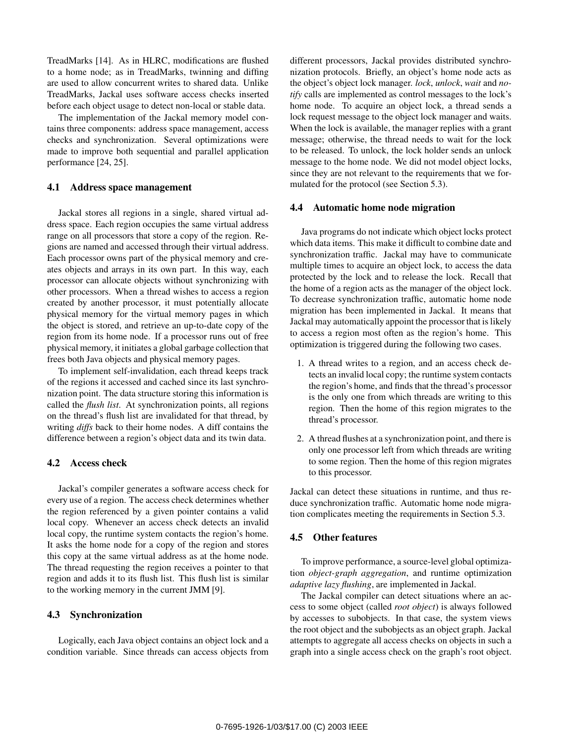TreadMarks [14]. As in HLRC, modifications are flushed to a home node; as in TreadMarks, twinning and diffing are used to allow concurrent writes to shared data. Unlike TreadMarks, Jackal uses software access checks inserted before each object usage to detect non-local or stable data.

The implementation of the Jackal memory model contains three components: address space management, access checks and synchronization. Several optimizations were made to improve both sequential and parallel application performance [24, 25].

### 4.1 Address space management

Jackal stores all regions in a single, shared virtual address space. Each region occupies the same virtual address range on all processors that store a copy of the region. Regions are named and accessed through their virtual address. Each processor owns part of the physical memory and creates objects and arrays in its own part. In this way, each processor can allocate objects without synchronizing with other processors. When a thread wishes to access a region created by another processor, it must potentially allocate physical memory for the virtual memory pages in which the object is stored, and retrieve an up-to-date copy of the region from its home node. If a processor runs out of free physical memory, it initiates a global garbage collection that frees both Java objects and physical memory pages.

To implement self-invalidation, each thread keeps track of the regions it accessed and cached since its last synchronization point. The data structure storing this information is called the *flush list*. At synchronization points, all regions on the thread's flush list are invalidated for that thread, by writing *diffs* back to their home nodes. A diff contains the difference between a region's object data and its twin data.

### 4.2 Access check

Jackal's compiler generates a software access check for every use of a region. The access check determines whether the region referenced by a given pointer contains a valid local copy. Whenever an access check detects an invalid local copy, the runtime system contacts the region's home. It asks the home node for a copy of the region and stores this copy at the same virtual address as at the home node. The thread requesting the region receives a pointer to that region and adds it to its flush list. This flush list is similar to the working memory in the current JMM [9].

### 4.3 Synchronization

Logically, each Java object contains an object lock and a condition variable. Since threads can access objects from different processors, Jackal provides distributed synchronization protocols. Briefly, an object's home node acts as the object's object lock manager. *lock*, *unlock*, *wait* and *notify* calls are implemented as control messages to the lock's home node. To acquire an object lock, a thread sends a lock request message to the object lock manager and waits. When the lock is available, the manager replies with a grant message; otherwise, the thread needs to wait for the lock to be released. To unlock, the lock holder sends an unlock message to the home node. We did not model object locks, since they are not relevant to the requirements that we formulated for the protocol (see Section 5.3).

### 4.4 Automatic home node migration

Java programs do not indicate which object locks protect which data items. This make it difficult to combine date and synchronization traffic. Jackal may have to communicate multiple times to acquire an object lock, to access the data protected by the lock and to release the lock. Recall that the home of a region acts as the manager of the object lock. To decrease synchronization traffic, automatic home node migration has been implemented in Jackal. It means that Jackal may automatically appoint the processor that is likely to access a region most often as the region's home. This optimization is triggered during the following two cases.

1. A thread writes to a region, and an access check detects an invalid local copy; the runtime system contacts the region's home, and finds that the thread's processor is the only one from which threads are writing to this region. Then the home of this region migrates to the thread's processor.
2. A thread flushes at a synchronization point, and there is only one processor left from which threads are writing to some region. Then the home of this region migrates to this processor.

Jackal can detect these situations in runtime, and thus reduce synchronization traffic. Automatic home node migration complicates meeting the requirements in Section 5.3.

### 4.5 Other features

To improve performance, a source-level global optimization *object-graph aggregation*, and runtime optimization *adaptive lazy flushing*, are implemented in Jackal.

The Jackal compiler can detect situations where an access to some object (called *root object*) is always followed by accesses to subobjects. In that case, the system views the root object and the subobjects as an object graph. Jackal attempts to aggregate all access checks on objects in such a graph into a single access check on the graph's root object.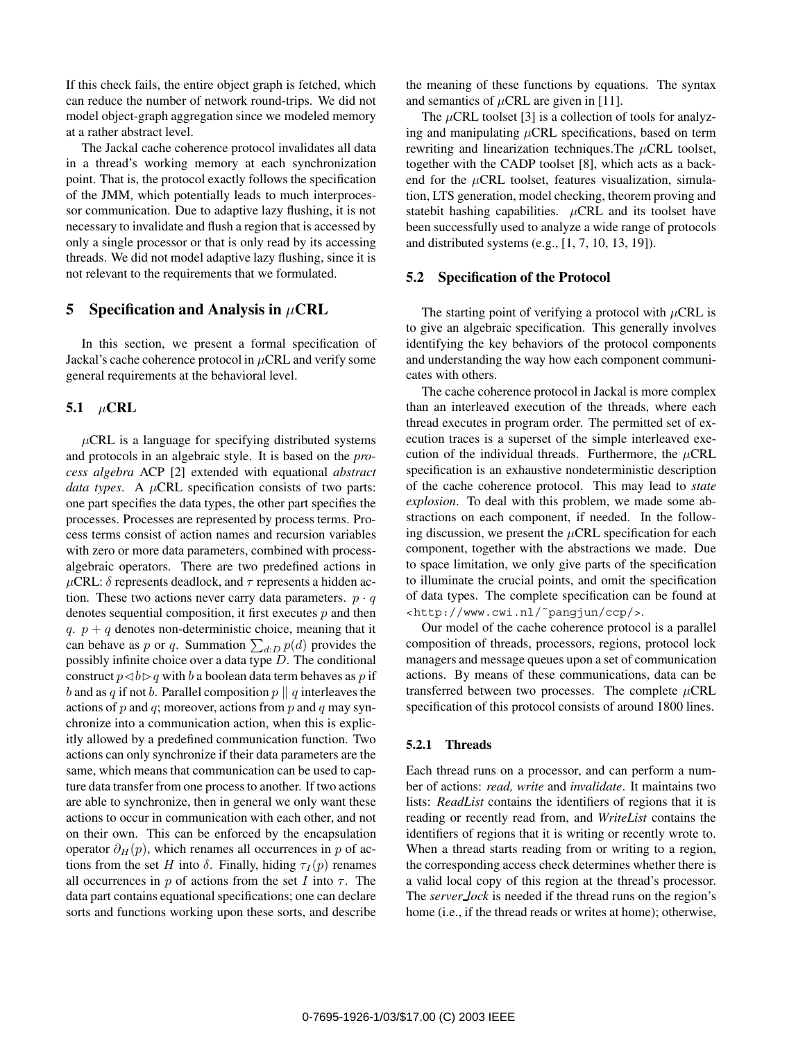If this check fails, the entire object graph is fetched, which can reduce the number of network round-trips. We did not model object-graph aggregation since we modeled memory at a rather abstract level.

The Jackal cache coherence protocol invalidates all data in a thread's working memory at each synchronization point. That is, the protocol exactly follows the specification of the JMM, which potentially leads to much interprocessor communication. Due to adaptive lazy flushing, it is not necessary to invalidate and flush a region that is accessed by only a single processor or that is only read by its accessing threads. We did not model adaptive lazy flushing, since it is not relevant to the requirements that we formulated.

## 5 Specification and Analysis in $\mu$CRL

In this section, we present a formal specification of Jackal's cache coherence protocol in $\mu$CRL and verify some general requirements at the behavioral level.

### 5.1 $\mu$CRL

$\mu$CRL is a language for specifying distributed systems and protocols in an algebraic style. It is based on the *process algebra* ACP [2] extended with equational *abstract data types*. A $\mu$CRL specification consists of two parts: one part specifies the data types, the other part specifies the processes. Processes are represented by process terms. Process terms consist of action names and recursion variables with zero or more data parameters, combined with process-algebraic operators. There are two predefined actions in $\mu$CRL: $\delta$ represents deadlock, and $\tau$ represents a hidden action. These two actions never carry data parameters. $p \cdot q$ denotes sequential composition, it first executes $p$ and then $q$. $p + q$ denotes non-deterministic choice, meaning that it can behave as $p$ or $q$. Summation $\sum_{d:D} p(d)$ provides the possibly infinite choice over a data type $D$. The conditional construct $p \triangleleft b \triangleright q$ with $b$ a boolean data term behaves as $p$ if $b$ and as $q$ if not $b$. Parallel composition $p \parallel q$ interleaves the actions of $p$ and $q$; moreover, actions from $p$ and $q$ may synchronize into a communication action, when this is explicitly allowed by a predefined communication function. Two actions can only synchronize if their data parameters are the same, which means that communication can be used to capture data transfer from one process to another. If two actions are able to synchronize, then in general we only want these actions to occur in communication with each other, and not on their own. This can be enforced by the encapsulation operator $\partial_H(p)$, which renames all occurrences in $p$ of actions from the set $H$ into $\delta$. Finally, hiding $\tau_I(p)$ renames all occurrences in $p$ of actions from the set $I$ into $\tau$. The data part contains equational specifications; one can declare sorts and functions working upon these sorts, and describe the meaning of these functions by equations. The syntax and semantics of $\mu$CRL are given in [11].

The $\mu$CRL toolset [3] is a collection of tools for analyzing and manipulating $\mu$CRL specifications, based on term rewriting and linearization techniques.The $\mu$CRL toolset, together with the CADP toolset [8], which acts as a backend for the $\mu$CRL toolset, features visualization, simulation, LTS generation, model checking, theorem proving and statebit hashing capabilities. $\mu$CRL and its toolset have been successfully used to analyze a wide range of protocols and distributed systems (e.g., [1, 7, 10, 13, 19]).

### 5.2 Specification of the Protocol

The starting point of verifying a protocol with $\mu$CRL is to give an algebraic specification. This generally involves identifying the key behaviors of the protocol components and understanding the way how each component communicates with others.

The cache coherence protocol in Jackal is more complex than an interleaved execution of the threads, where each thread executes in program order. The permitted set of execution traces is a superset of the simple interleaved execution of the individual threads. Furthermore, the $\mu$CRL specification is an exhaustive nondeterministic description of the cache coherence protocol. This may lead to *state explosion*. To deal with this problem, we made some abstractions on each component, if needed. In the following discussion, we present the $\mu$CRL specification for each component, together with the abstractions we made. Due to space limitation, we only give parts of the specification to illuminate the crucial points, and omit the specification of data types. The complete specification can be found at `<http://www.cwi.nl/~pangjun/ccp/>`.

Our model of the cache coherence protocol is a parallel composition of threads, processors, regions, protocol lock managers and message queues upon a set of communication actions. By means of these communications, data can be transferred between two processes. The complete $\mu$CRL specification of this protocol consists of around 1800 lines.

#### 5.2.1 Threads

Each thread runs on a processor, and can perform a number of actions: *read, write* and *invalidate*. It maintains two lists: *ReadList* contains the identifiers of regions that it is reading or recently read from, and *WriteList* contains the identifiers of regions that it is writing or recently wrote to. When a thread starts reading from or writing to a region, the corresponding access check determines whether there is a valid local copy of this region at the thread's processor. The *server_lock* is needed if the thread runs on the region's home (i.e., if the thread reads or writes at home); otherwise,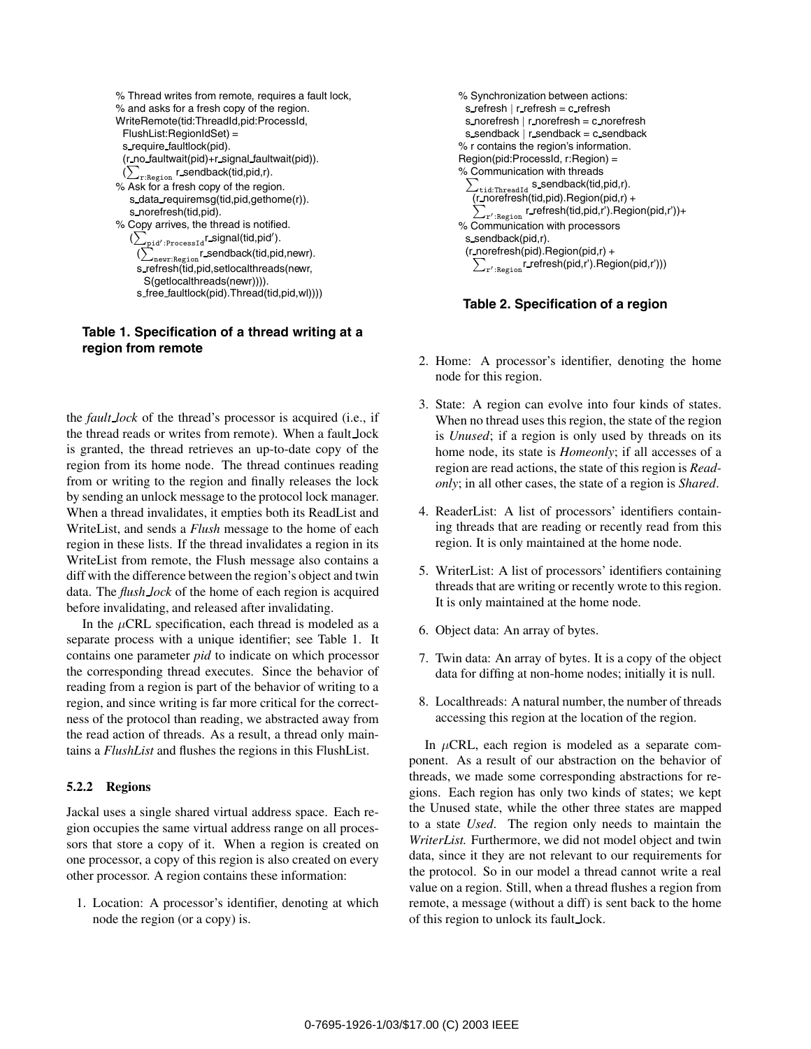```
% Thread writes from remote, requires a fault lock,
% and asks for a fresh copy of the region.
WriteRemote(tid:ThreadId,pid:ProcessId,
  FlushList:RegionIdSet) =
  s_require_faultlock(pid).
  (r_no_faultwait(pid)+r_signal_faultwait(pid)).
  (∑_{r:Region} r_sendback(tid,pid,r).
% Ask for a fresh copy of the region.
    s_data_requiremsg(tid,pid,gethome(r)).
    s_norefresh(tid,pid).
% Copy arrives, the thread is notified.
    (∑_{pid':ProcessId} r_signal(tid,pid').
     (∑_{newr:Region} r_sendback(tid,pid,newr).
     s_refresh(tid,pid,setlocalthreads(newr,
       S(getlocalthreads(newr)))).
     s_free_faultlock(pid).Thread(tid,pid,wl))))
```

**Table 1. Specification of a thread writing at a region from remote**

the *fault_lock* of the thread's processor is acquired (i.e., if the thread reads or writes from remote). When a fault_lock is granted, the thread retrieves an up-to-date copy of the region from its home node. The thread continues reading from or writing to the region and finally releases the lock by sending an unlock message to the protocol lock manager. When a thread invalidates, it empties both its ReadList and WriteList, and sends a *Flush* message to the home of each region in these lists. If the thread invalidates a region in its WriteList from remote, the Flush message also contains a diff with the difference between the region's object and twin data. The *flush_lock* of the home of each region is acquired before invalidating, and released after invalidating.

In the $\mu$CRL specification, each thread is modeled as a separate process with a unique identifier; see Table 1. It contains one parameter *pid* to indicate on which processor the corresponding thread executes. Since the behavior of reading from a region is part of the behavior of writing to a region, and since writing is far more critical for the correctness of the protocol than reading, we abstracted away from the read action of threads. As a result, a thread only maintains a *FlushList* and flushes the regions in this FlushList.

#### 5.2.2 Regions

Jackal uses a single shared virtual address space. Each region occupies the same virtual address range on all processors that store a copy of it. When a region is created on one processor, a copy of this region is also created on every other processor. A region contains these information:

1. Location: A processor's identifier, denoting at which node the region (or a copy) is.

```
% Synchronization between actions:
  s_refresh | r_refresh = c_refresh
  s_norefresh | r_norefresh = c_norefresh
  s_sendback | r_sendback = c_sendback
% r contains the region's information.
Region(pid:ProcessId, r:Region) =
% Communication with threads
  ∑_{tid:ThreadId} s_sendback(tid,pid,r).
   (r_norefresh(tid,pid).Region(pid,r) +
    ∑_{r':Region} r_refresh(tid,pid,r').Region(pid,r'))+
% Communication with processors
  s_sendback(pid,r).
  (r_norefresh(pid).Region(pid,r) +
    ∑_{r':Region} r_refresh(pid,r').Region(pid,r')))
```

**Table 2. Specification of a region**

2. Home: A processor's identifier, denoting the home node for this region.
3. State: A region can evolve into four kinds of states. When no thread uses this region, the state of the region is *Unused*; if a region is only used by threads on its home node, its state is *Homeonly*; if all accesses of a region are read actions, the state of this region is *Readonly*; in all other cases, the state of a region is *Shared*.
4. ReaderList: A list of processors' identifiers containing threads that are reading or recently read from this region. It is only maintained at the home node.
5. WriterList: A list of processors' identifiers containing threads that are writing or recently wrote to this region. It is only maintained at the home node.
6. Object data: An array of bytes.
7. Twin data: An array of bytes. It is a copy of the object data for diffing at non-home nodes; initially it is null.
8. Localthreads: A natural number, the number of threads accessing this region at the location of the region.

In $\mu$CRL, each region is modeled as a separate component. As a result of our abstraction on the behavior of threads, we made some corresponding abstractions for regions. Each region has only two kinds of states; we kept the Unused state, while the other three states are mapped to a state *Used*. The region only needs to maintain the *WriterList.* Furthermore, we did not model object and twin data, since it they are not relevant to our requirements for the protocol. So in our model a thread cannot write a real value on a region. Still, when a thread flushes a region from remote, a message (without a diff) is sent back to the home of this region to unlock its fault_lock.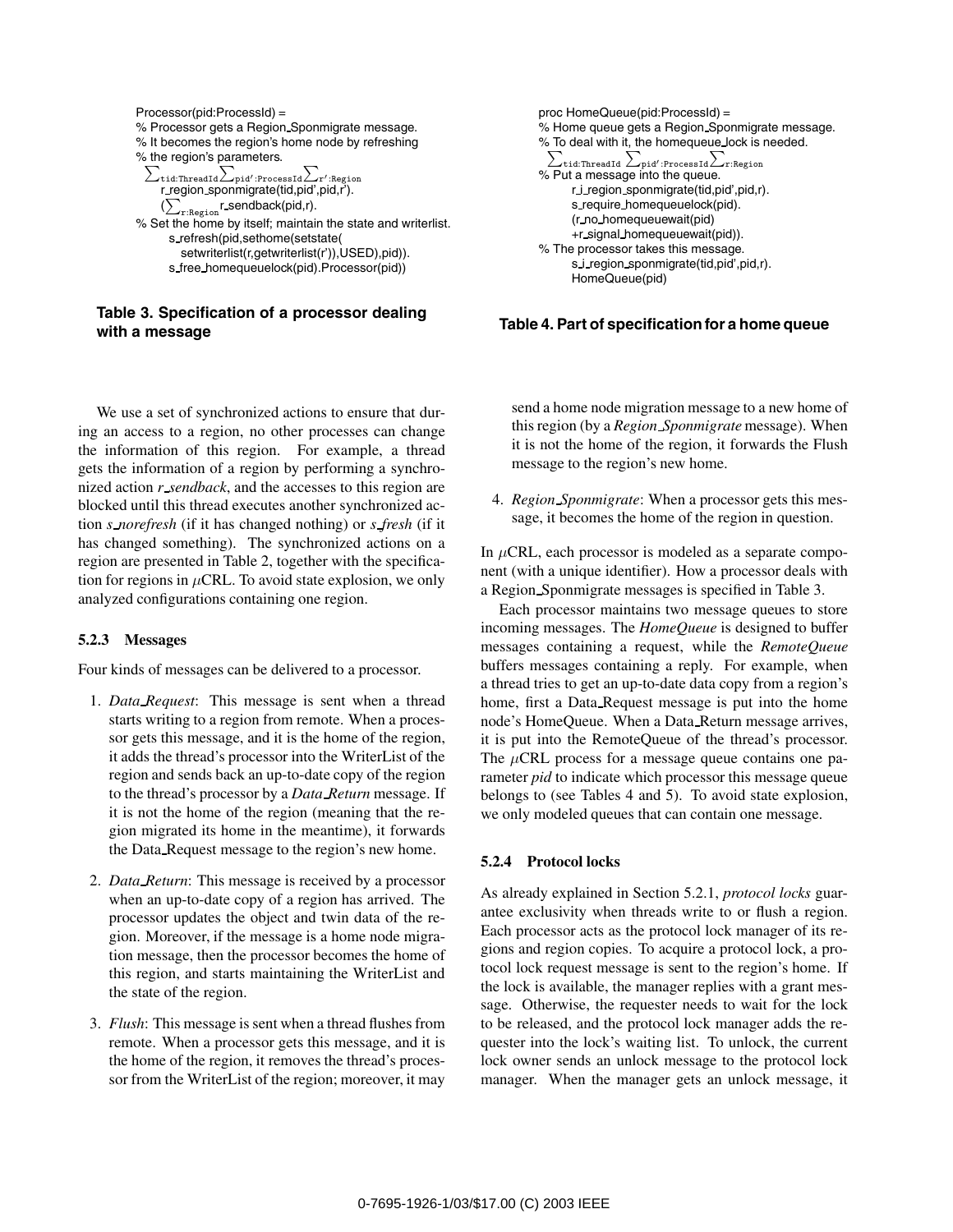```
Processor(pid:ProcessId) =
% Processor gets a Region_Sponmigrate message.
% It becomes the region's home node by refreshing
% the region's parameters.
  Σ_{tid:ThreadId} Σ_{pid':ProcessId} Σ_{r':Region}
    r_region_sponmigrate(tid,pid',pid,r').
    (Σ_{r:Region} r_sendback(pid,r).
% Set the home by itself; maintain the state and writerlist.
      s_refresh(pid,sethome(setstate(
        setwriterlist(r,getwriterlist(r')),USED),pid)).
      s_free_homequeuelock(pid).Processor(pid))
```

**Table 3. Specification of a processor dealing with a message**

```
proc HomeQueue(pid:ProcessId) =
% Home queue gets a Region_Sponmigrate message.
% To deal with it, the homequeue_lock is needed.
  Σ_{tid:ThreadId} Σ_{pid':ProcessId} Σ_{r:Region}
% Put a message into the queue.
      r_i_region_sponmigrate(tid,pid',pid,r).
      s_require_homequeuelock(pid).
      (r_no_homequeuewait(pid)
      +r_signal_homequeuewait(pid)).
% The processor takes this message.
      s_j_region_sponmigrate(tid,pid',pid,r).
      HomeQueue(pid)
```

**Table 4. Part of specification for a home queue**

We use a set of synchronized actions to ensure that during an access to a region, no other processes can change the information of this region. For example, a thread gets the information of a region by performing a synchronized action *r_sendback*, and the accesses to this region are blocked until this thread executes another synchronized action *s_norefresh* (if it has changed nothing) or *s_fresh* (if it has changed something). The synchronized actions on a region are presented in Table 2, together with the specification for regions in $\mu$CRL. To avoid state explosion, we only analyzed configurations containing one region.

#### 5.2.3 Messages

Four kinds of messages can be delivered to a processor.

1. *Data_Request*: This message is sent when a thread starts writing to a region from remote. When a processor gets this message, and it is the home of the region, it adds the thread's processor into the WriterList of the region and sends back an up-to-date copy of the region to the thread's processor by a *Data_Return* message. If it is not the home of the region (meaning that the region migrated its home in the meantime), it forwards the Data_Request message to the region's new home.
2. *Data_Return*: This message is received by a processor when an up-to-date copy of a region has arrived. The processor updates the object and twin data of the region. Moreover, if the message is a home node migration message, then the processor becomes the home of this region, and starts maintaining the WriterList and the state of the region.
3. *Flush*: This message is sent when a thread flushes from remote. When a processor gets this message, and it is the home of the region, it removes the thread's processor from the WriterList of the region; moreover, it may send a home node migration message to a new home of this region (by a *Region_Sponmigrate* message). When it is not the home of the region, it forwards the Flush message to the region's new home.
4. *Region_Sponmigrate*: When a processor gets this message, it becomes the home of the region in question.

In $\mu$CRL, each processor is modeled as a separate component (with a unique identifier). How a processor deals with a Region_Sponmigrate messages is specified in Table 3.

Each processor maintains two message queues to store incoming messages. The *HomeQueue* is designed to buffer messages containing a request, while the *RemoteQueue* buffers messages containing a reply. For example, when a thread tries to get an up-to-date data copy from a region's home, first a Data_Request message is put into the home node's HomeQueue. When a Data_Return message arrives, it is put into the RemoteQueue of the thread's processor. The $\mu$CRL process for a message queue contains one parameter *pid* to indicate which processor this message queue belongs to (see Tables 4 and 5). To avoid state explosion, we only modeled queues that can contain one message.

#### 5.2.4 Protocol locks

As already explained in Section 5.2.1, *protocol locks* guarantee exclusivity when threads write to or flush a region. Each processor acts as the protocol lock manager of its regions and region copies. To acquire a protocol lock, a protocol lock request message is sent to the region's home. If the lock is available, the manager replies with a grant message. Otherwise, the requester needs to wait for the lock to be released, and the protocol lock manager adds the requester into the lock's waiting list. To unlock, the current lock owner sends an unlock message to the protocol lock manager. When the manager gets an unlock message, it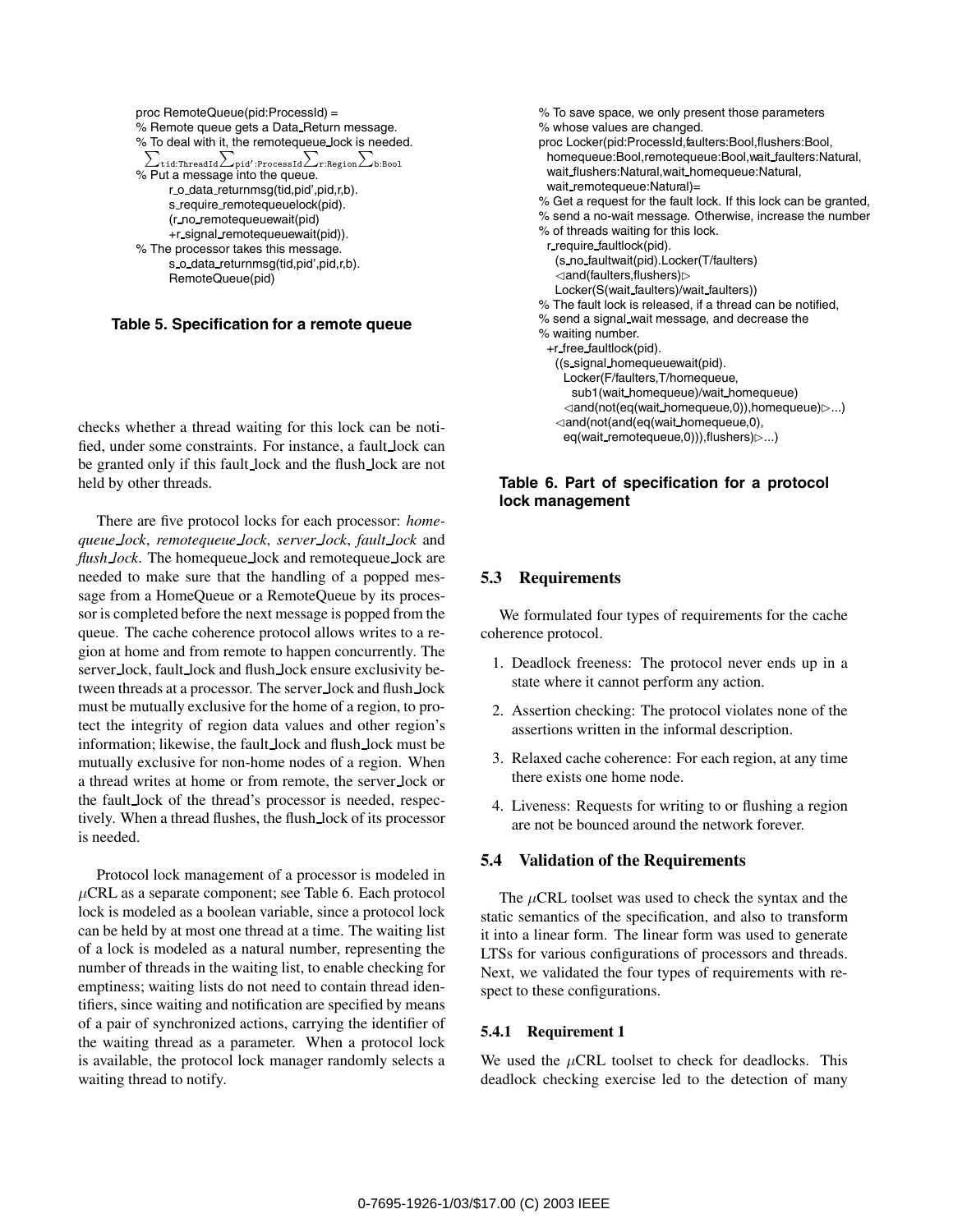```
proc RemoteQueue(pid:ProcessId) =
% Remote queue gets a Data_Return message.
% To deal with it, the remotequeue_lock is needed.
 Σtid:ThreadId Σpid':ProcessId Σr:Region Σb:Bool
% Put a message into the queue.
      r_o_data_returnmsg(tid,pid',pid,r,b).
      s_require_remotequeuelock(pid).
      (r_no_remotequeuewait(pid)
      +r_signal_remotequeuewait(pid)).
% The processor takes this message.
      s_o_data_returnmsg(tid,pid',pid,r,b).
      RemoteQueue(pid)
```

**Table 5. Specification for a remote queue**

checks whether a thread waiting for this lock can be notified, under some constraints. For instance, a fault_lock can be granted only if this fault_lock and the flush_lock are not held by other threads.

There are five protocol locks for each processor: *homequeue_lock*, *remotequeue_lock*, *server_lock*, *fault_lock* and *flush_lock*. The homequeue_lock and remotequeue_lock are needed to make sure that the handling of a popped message from a HomeQueue or a RemoteQueue by its processor is completed before the next message is popped from the queue. The cache coherence protocol allows writes to a region at home and from remote to happen concurrently. The server_lock, fault_lock and flush_lock ensure exclusivity between threads at a processor. The server_lock and flush_lock must be mutually exclusive for the home of a region, to protect the integrity of region data values and other region's information; likewise, the fault_lock and flush_lock must be mutually exclusive for non-home nodes of a region. When a thread writes at home or from remote, the server_lock or the fault_lock of the thread's processor is needed, respectively. When a thread flushes, the flush_lock of its processor is needed.

Protocol lock management of a processor is modeled in $\mu$CRL as a separate component; see Table 6. Each protocol lock is modeled as a boolean variable, since a protocol lock can be held by at most one thread at a time. The waiting list of a lock is modeled as a natural number, representing the number of threads in the waiting list, to enable checking for emptiness; waiting lists do not need to contain thread identifiers, since waiting and notification are specified by means of a pair of synchronized actions, carrying the identifier of the waiting thread as a parameter. When a protocol lock is available, the protocol lock manager randomly selects a waiting thread to notify.

```
% To save space, we only present those parameters
% whose values are changed.
proc Locker(pid:ProcessId,faulters:Bool,flushers:Bool,
  homequeue:Bool,remotequeue:Bool,wait_faulters:Natural,
  wait_flushers:Natural,wait_homequeue:Natural,
  wait_remotequeue:Natural)=
% Get a request for the fault lock. If this lock can be granted,
% send a no-wait message. Otherwise, increase the number
% of threads waiting for this lock.
  r_require_faultlock(pid).
    (s_no_faultwait(pid).Locker(T/faulters)
    ◁and(faulters,flushers)▷
    Locker(S(wait_faulters)/wait_faulters))
% The fault lock is released, if a thread can be notified,
% send a signal_wait message, and decrease the
% waiting number.
  +r_free_faultlock(pid).
    ((s_signal_homequeuewait(pid).
      Locker(F/faulters,T/homequeue,
        sub1(wait_homequeue)/wait_homequeue)
      ◁and(not(eq(wait_homequeue,0)),homequeue)▷...)
    ◁and(not(and(eq(wait_homequeue,0),
      eq(wait_remotequeue,0))),flushers)▷...)
```

**Table 6. Part of specification for a protocol lock management**

### 5.3 Requirements

We formulated four types of requirements for the cache coherence protocol.

1. Deadlock freeness: The protocol never ends up in a state where it cannot perform any action.
2. Assertion checking: The protocol violates none of the assertions written in the informal description.
3. Relaxed cache coherence: For each region, at any time there exists one home node.
4. Liveness: Requests for writing to or flushing a region are not be bounced around the network forever.

### 5.4 Validation of the Requirements

The $\mu$CRL toolset was used to check the syntax and the static semantics of the specification, and also to transform it into a linear form. The linear form was used to generate LTSs for various configurations of processors and threads. Next, we validated the four types of requirements with respect to these configurations.

#### 5.4.1 Requirement 1

We used the $\mu$CRL toolset to check for deadlocks. This deadlock checking exercise led to the detection of many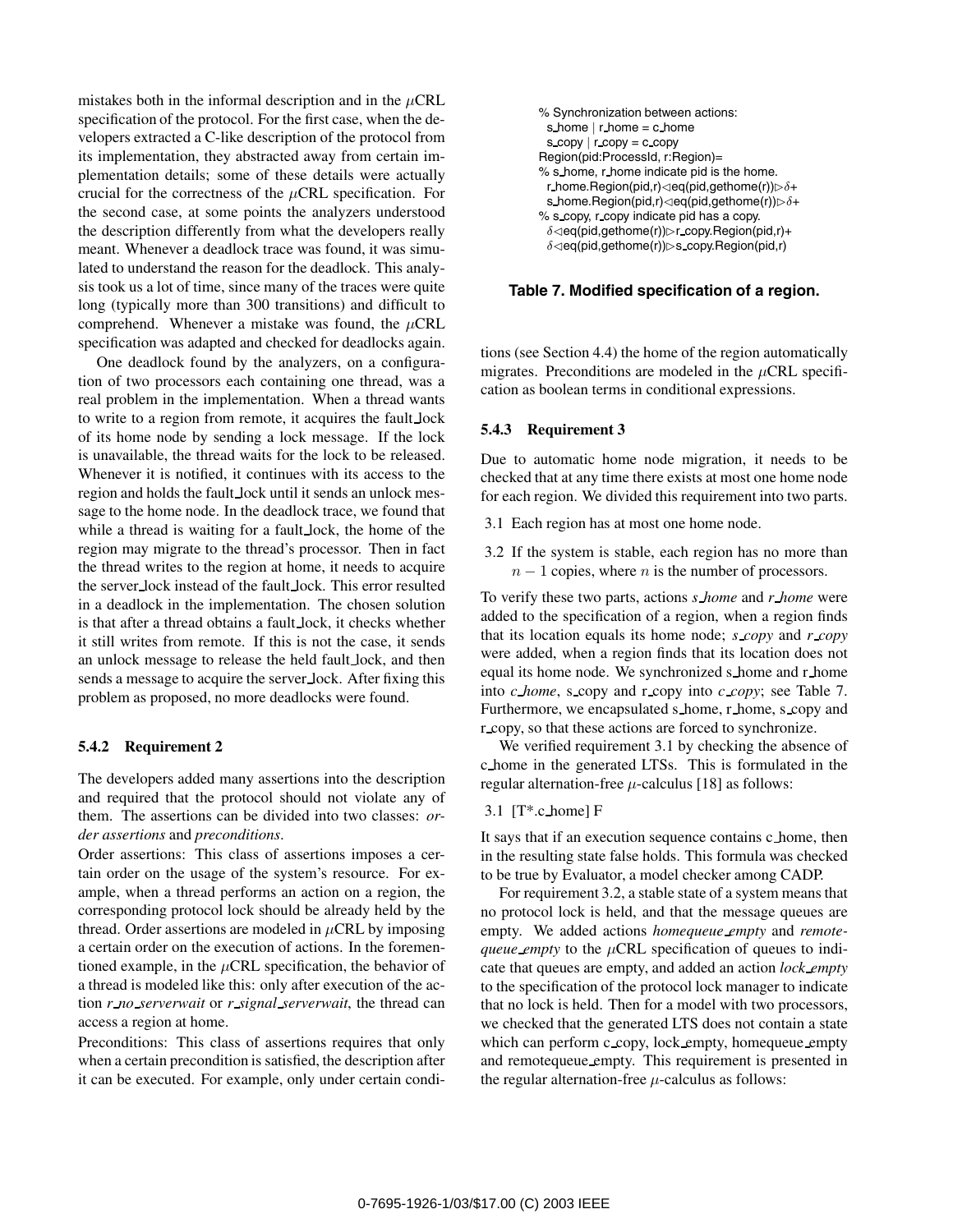mistakes both in the informal description and in the $\mu$CRL specification of the protocol. For the first case, when the developers extracted a C-like description of the protocol from its implementation, they abstracted away from certain implementation details; some of these details were actually crucial for the correctness of the $\mu$CRL specification. For the second case, at some points the analyzers understood the description differently from what the developers really meant. Whenever a deadlock trace was found, it was simulated to understand the reason for the deadlock. This analysis took us a lot of time, since many of the traces were quite long (typically more than 300 transitions) and difficult to comprehend. Whenever a mistake was found, the $\mu$CRL specification was adapted and checked for deadlocks again.

One deadlock found by the analyzers, on a configuration of two processors each containing one thread, was a real problem in the implementation. When a thread wants to write to a region from remote, it acquires the fault_lock of its home node by sending a lock message. If the lock is unavailable, the thread waits for the lock to be released. Whenever it is notified, it continues with its access to the region and holds the fault_lock until it sends an unlock message to the home node. In the deadlock trace, we found that while a thread is waiting for a fault_lock, the home of the region may migrate to the thread's processor. Then in fact the thread writes to the region at home, it needs to acquire the server_lock instead of the fault_lock. This error resulted in a deadlock in the implementation. The chosen solution is that after a thread obtains a fault_lock, it checks whether it still writes from remote. If this is not the case, it sends an unlock message to release the held fault_lock, and then sends a message to acquire the server_lock. After fixing this problem as proposed, no more deadlocks were found.

#### 5.4.2 Requirement 2

The developers added many assertions into the description and required that the protocol should not violate any of them. The assertions can be divided into two classes: *order assertions* and *preconditions*.

Order assertions: This class of assertions imposes a certain order on the usage of the system's resource. For example, when a thread performs an action on a region, the corresponding protocol lock should be already held by the thread. Order assertions are modeled in $\mu$CRL by imposing a certain order on the execution of actions. In the forementioned example, in the $\mu$CRL specification, the behavior of a thread is modeled like this: only after execution of the action *r_no_serverwait* or *r_signal_serverwait*, the thread can access a region at home.

Preconditions: This class of assertions requires that only when a certain precondition is satisfied, the description after it can be executed. For example, only under certain conditions (see Section 4.4) the home of the region automatically migrates. Preconditions are modeled in the $\mu$CRL specification as boolean terms in conditional expressions.

```
% Synchronization between actions:
  s_home | r_home = c_home
  s_copy | r_copy = c_copy
Region(pid:ProcessId, r:Region)=
% s_home, r_home indicate pid is the home.
  r_home.Region(pid,r)◁eq(pid,gethome(r))▷δ+
  s_home.Region(pid,r)◁eq(pid,gethome(r))▷δ+
% s_copy, r_copy indicate pid has a copy.
  δ◁eq(pid,gethome(r))▷r_copy.Region(pid,r)+
  δ◁eq(pid,gethome(r))▷s_copy.Region(pid,r)
```

**Table 7. Modified specification of a region.**

#### 5.4.3 Requirement 3

Due to automatic home node migration, it needs to be checked that at any time there exists at most one home node for each region. We divided this requirement into two parts.

3.1 Each region has at most one home node.

3.2 If the system is stable, each region has no more than $n-1$ copies, where $n$ is the number of processors.

To verify these two parts, actions *s_home* and *r_home* were added to the specification of a region, when a region finds that its location equals its home node; *s_copy* and *r_copy* were added, when a region finds that its location does not equal its home node. We synchronized s_home and r_home into *c_home*, s_copy and r_copy into *c_copy*; see Table 7. Furthermore, we encapsulated s_home, r_home, s_copy and r_copy, so that these actions are forced to synchronize.

We verified requirement 3.1 by checking the absence of c_home in the generated LTSs. This is formulated in the regular alternation-free $\mu$-calculus [18] as follows:

3.1 [T*.c_home] F

It says that if an execution sequence contains c_home, then in the resulting state false holds. This formula was checked to be true by Evaluator, a model checker among CADP.

For requirement 3.2, a stable state of a system means that no protocol lock is held, and that the message queues are empty. We added actions *homequeue_empty* and *remotequeue_empty* to the $\mu$CRL specification of queues to indicate that queues are empty, and added an action *lock_empty* to the specification of the protocol lock manager to indicate that no lock is held. Then for a model with two processors, we checked that the generated LTS does not contain a state which can perform c_copy, lock_empty, homequeue_empty and remotequeue_empty. This requirement is presented in the regular alternation-free $\mu$-calculus as follows: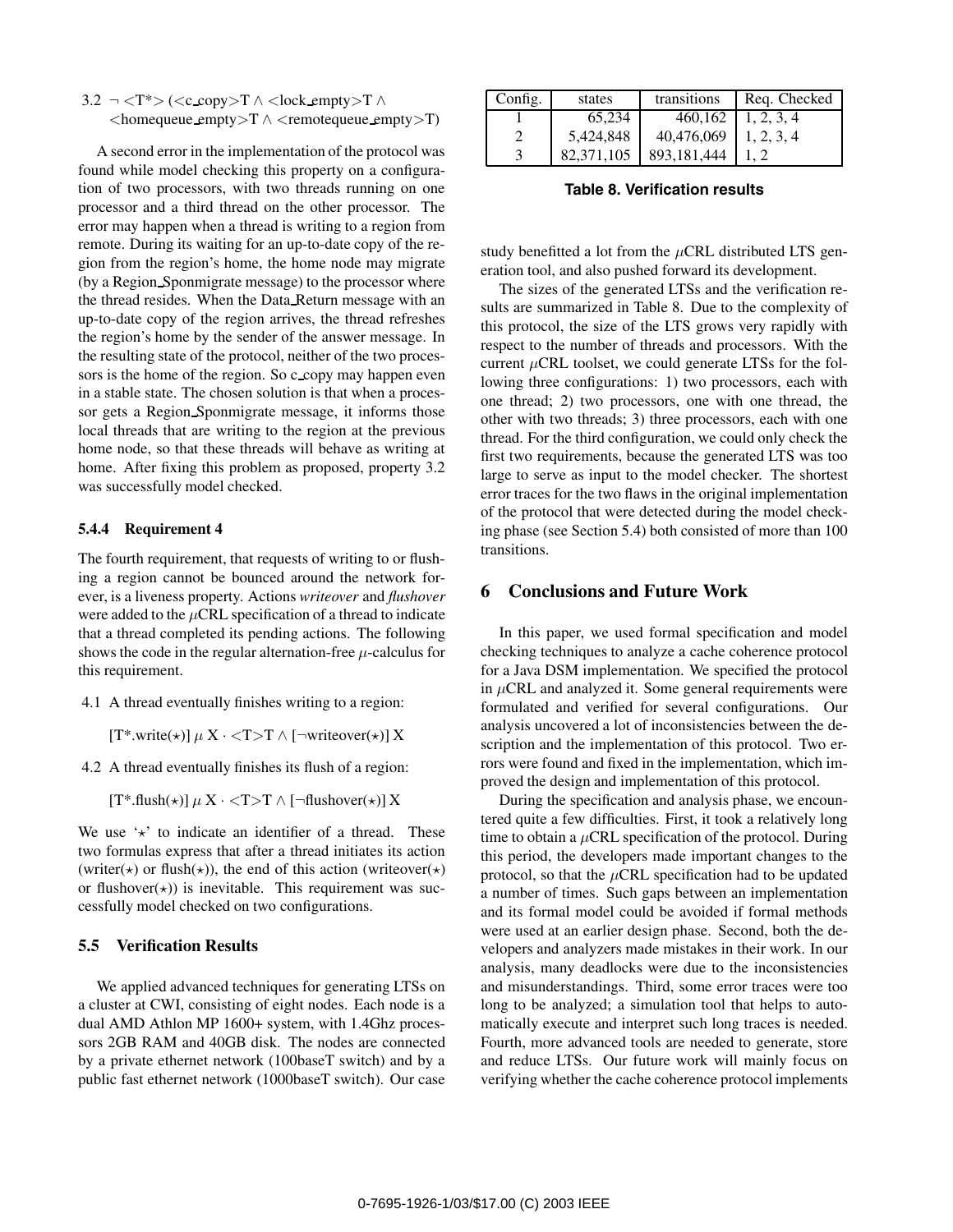3.2 $\neg$ <T*> (<c_copy>T $\wedge$ <lock_empty>T $\wedge$ <homequeue_empty>T $\wedge$ <remotequeue_empty>T)

A second error in the implementation of the protocol was found while model checking this property on a configuration of two processors, with two threads running on one processor and a third thread on the other processor. The error may happen when a thread is writing to a region from remote. During its waiting for an up-to-date copy of the region from the region's home, the home node may migrate (by a Region_Sponmigrate message) to the processor where the thread resides. When the Data_Return message with an up-to-date copy of the region arrives, the thread refreshes the region's home by the sender of the answer message. In the resulting state of the protocol, neither of the two processors is the home of the region. So c_copy may happen even in a stable state. The chosen solution is that when a processor gets a Region_Sponmigrate message, it informs those local threads that are writing to the region at the previous home node, so that these threads will behave as writing at home. After fixing this problem as proposed, property 3.2 was successfully model checked.

#### 5.4.4 Requirement 4

The fourth requirement, that requests of writing to or flushing a region cannot be bounced around the network forever, is a liveness property. Actions *writeover* and *flushover* were added to the $\mu$CRL specification of a thread to indicate that a thread completed its pending actions. The following shows the code in the regular alternation-free $\mu$-calculus for this requirement.

4.1 A thread eventually finishes writing to a region:

$[\mathrm{T}^*.\mathrm{write}(\star)]\ \mu\ \mathrm{X} \cdot \langle\mathrm{T}\rangle\mathrm{T} \wedge [\neg\mathrm{writeover}(\star)]\ \mathrm{X}$

4.2 A thread eventually finishes its flush of a region:

$[\mathrm{T}^*.\mathrm{flush}(\star)]\ \mu\ \mathrm{X} \cdot \langle\mathrm{T}\rangle\mathrm{T} \wedge [\neg\mathrm{flushover}(\star)]\ \mathrm{X}$

We use '$\star$' to indicate an identifier of a thread. These two formulas express that after a thread initiates its action (writer($\star$) or flush($\star$)), the end of this action (writeover($\star$) or flushover($\star$)) is inevitable. This requirement was successfully model checked on two configurations.

### 5.5 Verification Results

We applied advanced techniques for generating LTSs on a cluster at CWI, consisting of eight nodes. Each node is a dual AMD Athlon MP 1600+ system, with 1.4Ghz processors 2GB RAM and 40GB disk. The nodes are connected by a private ethernet network (100baseT switch) and by a public fast ethernet network (1000baseT switch). Our case study benefitted a lot from the $\mu$CRL distributed LTS generation tool, and also pushed forward its development.

| Config. | states | transitions | Req. Checked |
|---|---|---|---|
| 1 | 65,234 | 460,162 | 1, 2, 3, 4 |
| 2 | 5,424,848 | 40,476,069 | 1, 2, 3, 4 |
| 3 | 82,371,105 | 893,181,444 | 1, 2 |

**Table 8. Verification results**

The sizes of the generated LTSs and the verification results are summarized in Table 8. Due to the complexity of this protocol, the size of the LTS grows very rapidly with respect to the number of threads and processors. With the current $\mu$CRL toolset, we could generate LTSs for the following three configurations: 1) two processors, each with one thread; 2) two processors, one with one thread, the other with two threads; 3) three processors, each with one thread. For the third configuration, we could only check the first two requirements, because the generated LTS was too large to serve as input to the model checker. The shortest error traces for the two flaws in the original implementation of the protocol that were detected during the model checking phase (see Section 5.4) both consisted of more than 100 transitions.

## 6 Conclusions and Future Work

In this paper, we used formal specification and model checking techniques to analyze a cache coherence protocol for a Java DSM implementation. We specified the protocol in $\mu$CRL and analyzed it. Some general requirements were formulated and verified for several configurations. Our analysis uncovered a lot of inconsistencies between the description and the implementation of this protocol. Two errors were found and fixed in the implementation, which improved the design and implementation of this protocol.

During the specification and analysis phase, we encountered quite a few difficulties. First, it took a relatively long time to obtain a $\mu$CRL specification of the protocol. During this period, the developers made important changes to the protocol, so that the $\mu$CRL specification had to be updated a number of times. Such gaps between an implementation and its formal model could be avoided if formal methods were used at an earlier design phase. Second, both the developers and analyzers made mistakes in their work. In our analysis, many deadlocks were due to the inconsistencies and misunderstandings. Third, some error traces were too long to be analyzed; a simulation tool that helps to automatically execute and interpret such long traces is needed. Fourth, more advanced tools are needed to generate, store and reduce LTSs. Our future work will mainly focus on verifying whether the cache coherence protocol implements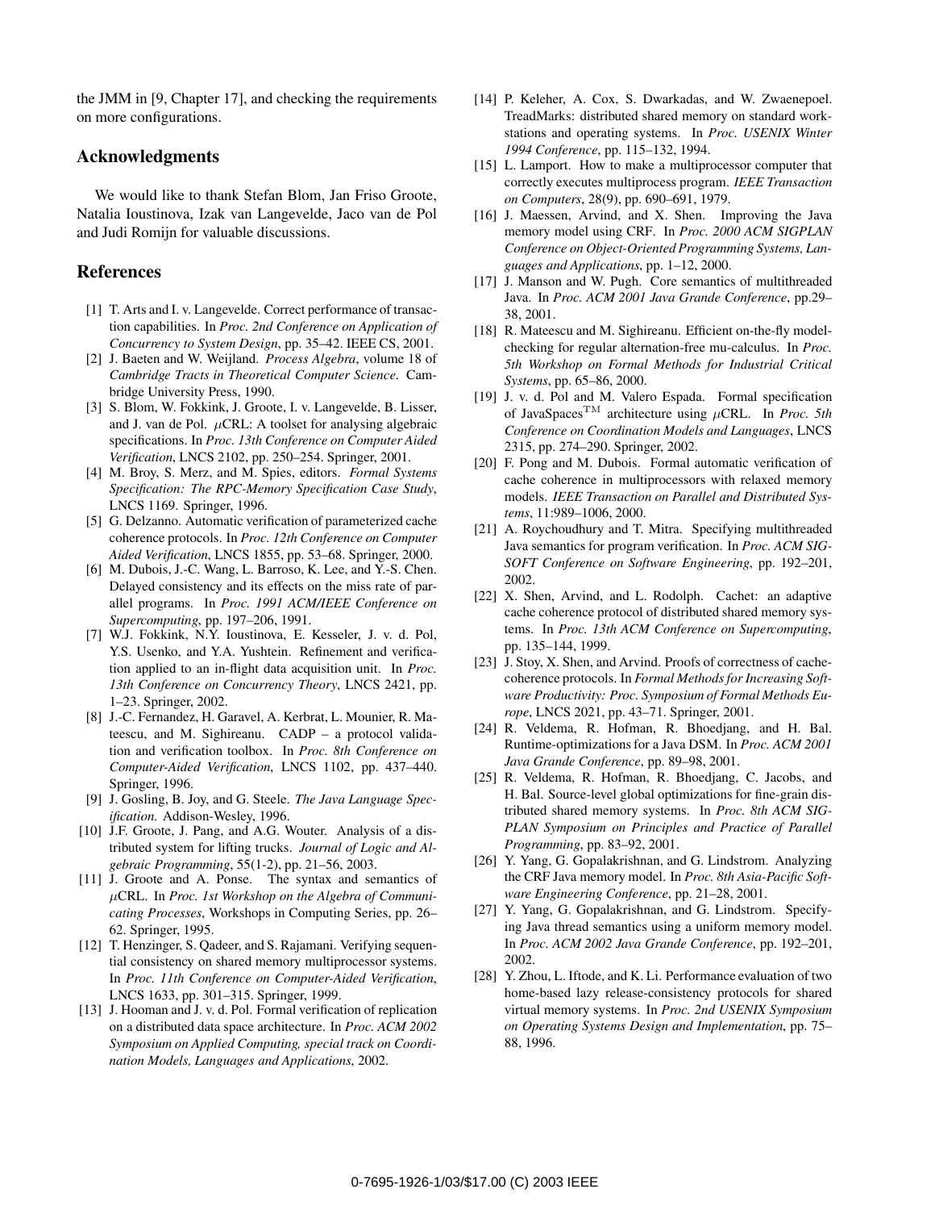the JMM in [9, Chapter 17], and checking the requirements on more configurations.

## Acknowledgments

We would like to thank Stefan Blom, Jan Friso Groote, Natalia Ioustinova, Izak van Langevelde, Jaco van de Pol and Judi Romijn for valuable discussions.

## References

[1] T. Arts and I. v. Langevelde. Correct performance of transaction capabilities. In *Proc. 2nd Conference on Application of Concurrency to System Design*, pp. 35–42. IEEE CS, 2001.

[2] J. Baeten and W. Weijland. *Process Algebra*, volume 18 of *Cambridge Tracts in Theoretical Computer Science*. Cambridge University Press, 1990.

[3] S. Blom, W. Fokkink, J. Groote, I. v. Langevelde, B. Lisser, and J. van de Pol. $\mu$CRL: A toolset for analysing algebraic specifications. In *Proc. 13th Conference on Computer Aided Verification*, LNCS 2102, pp. 250–254. Springer, 2001.

[4] M. Broy, S. Merz, and M. Spies, editors. *Formal Systems Specification: The RPC-Memory Specification Case Study*, LNCS 1169. Springer, 1996.

[5] G. Delzanno. Automatic verification of parameterized cache coherence protocols. In *Proc. 12th Conference on Computer Aided Verification*, LNCS 1855, pp. 53–68. Springer, 2000.

[6] M. Dubois, J.-C. Wang, L. Barroso, K. Lee, and Y.-S. Chen. Delayed consistency and its effects on the miss rate of parallel programs. In *Proc. 1991 ACM/IEEE Conference on Supercomputing*, pp. 197–206, 1991.

[7] W.J. Fokkink, N.Y. Ioustinova, E. Kesseler, J. v. d. Pol, Y.S. Usenko, and Y.A. Yushtein. Refinement and verification applied to an in-flight data acquisition unit. In *Proc. 13th Conference on Concurrency Theory*, LNCS 2421, pp. 1–23. Springer, 2002.

[8] J.-C. Fernandez, H. Garavel, A. Kerbrat, L. Mounier, R. Mateescu, and M. Sighireanu. CADP – a protocol validation and verification toolbox. In *Proc. 8th Conference on Computer-Aided Verification*, LNCS 1102, pp. 437–440. Springer, 1996.

[9] J. Gosling, B. Joy, and G. Steele. *The Java Language Specification*. Addison-Wesley, 1996.

[10] J.F. Groote, J. Pang, and A.G. Wouter. Analysis of a distributed system for lifting trucks. *Journal of Logic and Algebraic Programming*, 55(1-2), pp. 21–56, 2003.

[11] J. Groote and A. Ponse. The syntax and semantics of $\mu$CRL. In *Proc. 1st Workshop on the Algebra of Communicating Processes*, Workshops in Computing Series, pp. 26–62. Springer, 1995.

[12] T. Henzinger, S. Qadeer, and S. Rajamani. Verifying sequential consistency on shared memory multiprocessor systems. In *Proc. 11th Conference on Computer-Aided Verification*, LNCS 1633, pp. 301–315. Springer, 1999.

[13] J. Hooman and J. v. d. Pol. Formal verification of replication on a distributed data space architecture. In *Proc. ACM 2002 Symposium on Applied Computing, special track on Coordination Models, Languages and Applications*, 2002.

[14] P. Keleher, A. Cox, S. Dwarkadas, and W. Zwaenepoel. TreadMarks: distributed shared memory on standard workstations and operating systems. In *Proc. USENIX Winter 1994 Conference*, pp. 115–132, 1994.

[15] L. Lamport. How to make a multiprocessor computer that correctly executes multiprocess program. *IEEE Transaction on Computers*, 28(9), pp. 690–691, 1979.

[16] J. Maessen, Arvind, and X. Shen. Improving the Java memory model using CRF. In *Proc. 2000 ACM SIGPLAN Conference on Object-Oriented Programming Systems, Languages and Applications*, pp. 1–12, 2000.

[17] J. Manson and W. Pugh. Core semantics of multithreaded Java. In *Proc. ACM 2001 Java Grande Conference*, pp.29–38, 2001.

[18] R. Mateescu and M. Sighireanu. Efficient on-the-fly model-checking for regular alternation-free mu-calculus. In *Proc. 5th Workshop on Formal Methods for Industrial Critical Systems*, pp. 65–86, 2000.

[19] J. v. d. Pol and M. Valero Espada. Formal specification of JavaSpaces$^{\mathrm{TM}}$ architecture using $\mu$CRL. In *Proc. 5th Conference on Coordination Models and Languages*, LNCS 2315, pp. 274–290. Springer, 2002.

[20] F. Pong and M. Dubois. Formal automatic verification of cache coherence in multiprocessors with relaxed memory models. *IEEE Transaction on Parallel and Distributed Systems*, 11:989–1006, 2000.

[21] A. Roychoudhury and T. Mitra. Specifying multithreaded Java semantics for program verification. In *Proc. ACM SIGSOFT Conference on Software Engineering*, pp. 192–201, 2002.

[22] X. Shen, Arvind, and L. Rodolph. Cachet: an adaptive cache coherence protocol of distributed shared memory systems. In *Proc. 13th ACM Conference on Supercomputing*, pp. 135–144, 1999.

[23] J. Stoy, X. Shen, and Arvind. Proofs of correctness of cache-coherence protocols. In *Formal Methods for Increasing Software Productivity: Proc. Symposium of Formal Methods Europe*, LNCS 2021, pp. 43–71. Springer, 2001.

[24] R. Veldema, R. Hofman, R. Bhoedjang, and H. Bal. Runtime-optimizations for a Java DSM. In *Proc. ACM 2001 Java Grande Conference*, pp. 89–98, 2001.

[25] R. Veldema, R. Hofman, R. Bhoedjang, C. Jacobs, and H. Bal. Source-level global optimizations for fine-grain distributed shared memory systems. In *Proc. 8th ACM SIGPLAN Symposium on Principles and Practice of Parallel Programming*, pp. 83–92, 2001.

[26] Y. Yang, G. Gopalakrishnan, and G. Lindstrom. Analyzing the CRF Java memory model. In *Proc. 8th Asia-Pacific Software Engineering Conference*, pp. 21–28, 2001.

[27] Y. Yang, G. Gopalakrishnan, and G. Lindstrom. Specifying Java thread semantics using a uniform memory model. In *Proc. ACM 2002 Java Grande Conference*, pp. 192–201, 2002.

[28] Y. Zhou, L. Iftode, and K. Li. Performance evaluation of two home-based lazy release-consistency protocols for shared virtual memory systems. In *Proc. 2nd USENIX Symposium on Operating Systems Design and Implementation*, pp. 75–88, 1996.